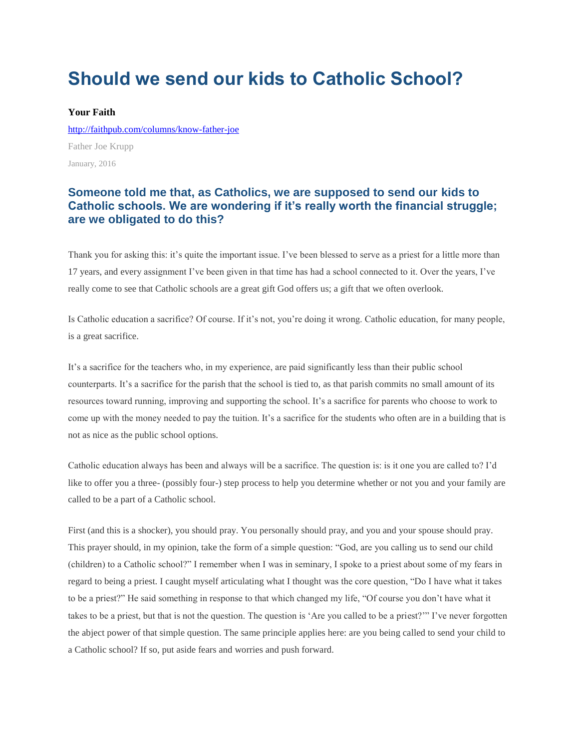# Should we send our kids to Catholic School?

**Your Faith**

http://faithpub.com/columns/know-father-joe

Father Joe Krupp

January, 2016

## Someone told me that, as Catholics, we are supposed to send our kids to Catholic schools. We are wondering if it's really worth the financial struggle; are we obligated to do this?

Thank you for asking this: it's quite the important issue. I've been blessed to serve as a priest for a little more than 17 years, and every assignment I've been given in that time has had a school connected to it. Over the years, I've really come to see that Catholic schools are a great gift God offers us; a gift that we often overlook.

Is Catholic education a sacrifice? Of course. If it's not, you're doing it wrong. Catholic education, for many people, is a great sacrifice.

It's a sacrifice for the teachers who, in my experience, are paid significantly less than their public school counterparts. It's a sacrifice for the parish that the school is tied to, as that parish commits no small amount of its resources toward running, improving and supporting the school. It's a sacrifice for parents who choose to work to come up with the money needed to pay the tuition. It's a sacrifice for the students who often are in a building that is not as nice as the public school options.

Catholic education always has been and always will be a sacrifice. The question is: is it one you are called to? I'd like to offer you a three- (possibly four-) step process to help you determine whether or not you and your family are called to be a part of a Catholic school.

First (and this is a shocker), you should pray. You personally should pray, and you and your spouse should pray. This prayer should, in my opinion, take the form of a simple question: "God, are you calling us to send our child (children) to a Catholic school?" I remember when I was in seminary, I spoke to a priest about some of my fears in regard to being a priest. I caught myself articulating what I thought was the core question, "Do I have what it takes to be a priest?" He said something in response to that which changed my life, "Of course you don't have what it takes to be a priest, but that is not the question. The question is 'Are you called to be a priest?'" I've never forgotten the abject power of that simple question. The same principle applies here: are you being called to send your child to a Catholic school? If so, put aside fears and worries and push forward.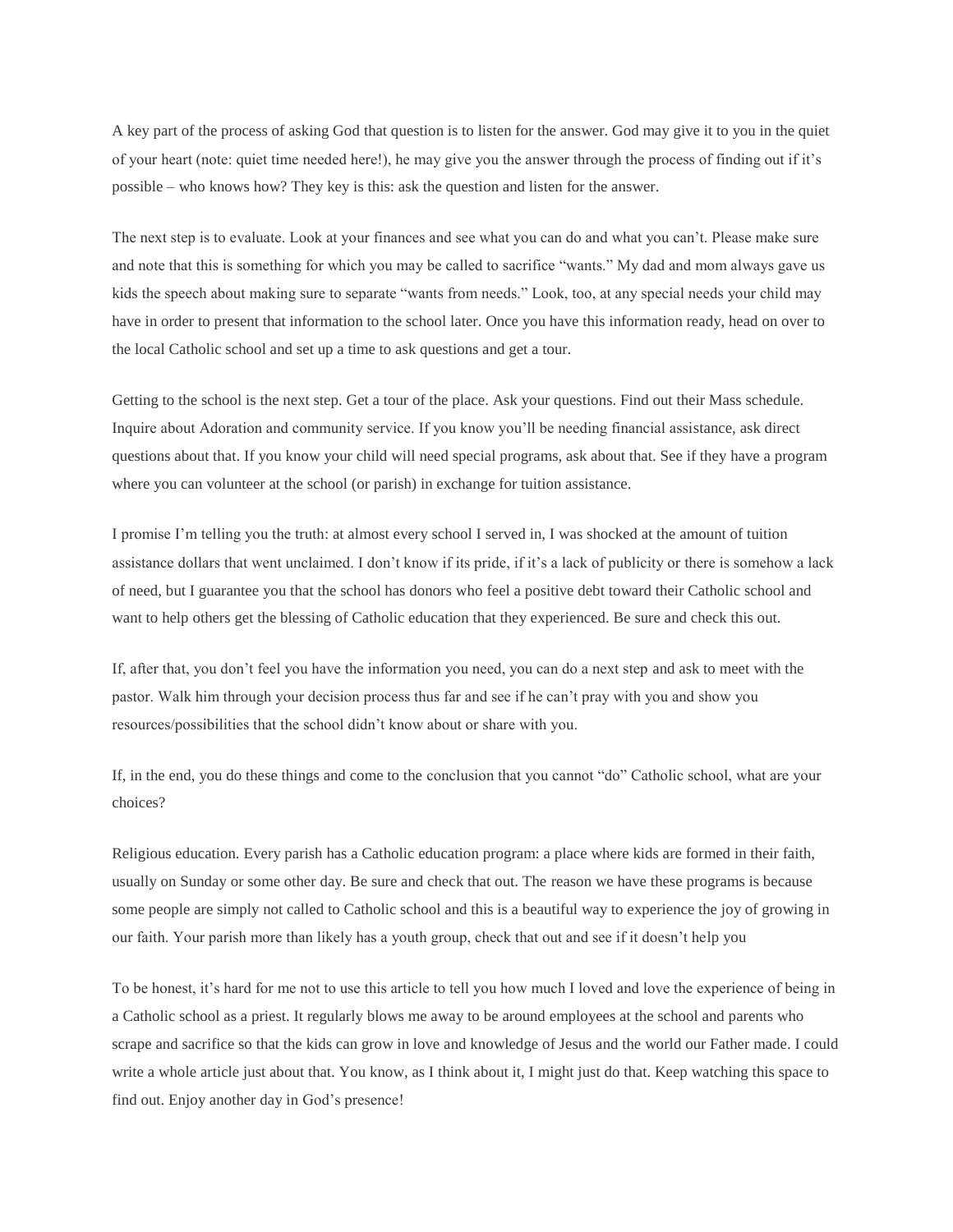A key part of the process of asking God that question is to listen for the answer. God may give it to you in the quiet of your heart (note: quiet time needed here!), he may give you the answer through the process of finding out if it's possible – who knows how? They key is this: ask the question and listen for the answer.

The next step is to evaluate. Look at your finances and see what you can do and what you can't. Please make sure and note that this is something for which you may be called to sacrifice "wants." My dad and mom always gave us kids the speech about making sure to separate "wants from needs." Look, too, at any special needs your child may have in order to present that information to the school later. Once you have this information ready, head on over to the local Catholic school and set up a time to ask questions and get a tour.

Getting to the school is the next step. Get a tour of the place. Ask your questions. Find out their Mass schedule. Inquire about Adoration and community service. If you know you'll be needing financial assistance, ask direct questions about that. If you know your child will need special programs, ask about that. See if they have a program where you can volunteer at the school (or parish) in exchange for tuition assistance.

I promise I'm telling you the truth: at almost every school I served in, I was shocked at the amount of tuition assistance dollars that went unclaimed. I don't know if its pride, if it's a lack of publicity or there is somehow a lack of need, but I guarantee you that the school has donors who feel a positive debt toward their Catholic school and want to help others get the blessing of Catholic education that they experienced. Be sure and check this out.

If, after that, you don't feel you have the information you need, you can do a next step and ask to meet with the pastor. Walk him through your decision process thus far and see if he can't pray with you and show you resources/possibilities that the school didn't know about or share with you.

If, in the end, you do these things and come to the conclusion that you cannot "do" Catholic school, what are your choices?

Religious education. Every parish has a Catholic education program: a place where kids are formed in their faith, usually on Sunday or some other day. Be sure and check that out. The reason we have these programs is because some people are simply not called to Catholic school and this is a beautiful way to experience the joy of growing in our faith. Your parish more than likely has a youth group, check that out and see if it doesn't help you

To be honest, it's hard for me not to use this article to tell you how much I loved and love the experience of being in a Catholic school as a priest. It regularly blows me away to be around employees at the school and parents who scrape and sacrifice so that the kids can grow in love and knowledge of Jesus and the world our Father made. I could write a whole article just about that. You know, as I think about it, I might just do that. Keep watching this space to find out. Enjoy another day in God's presence!